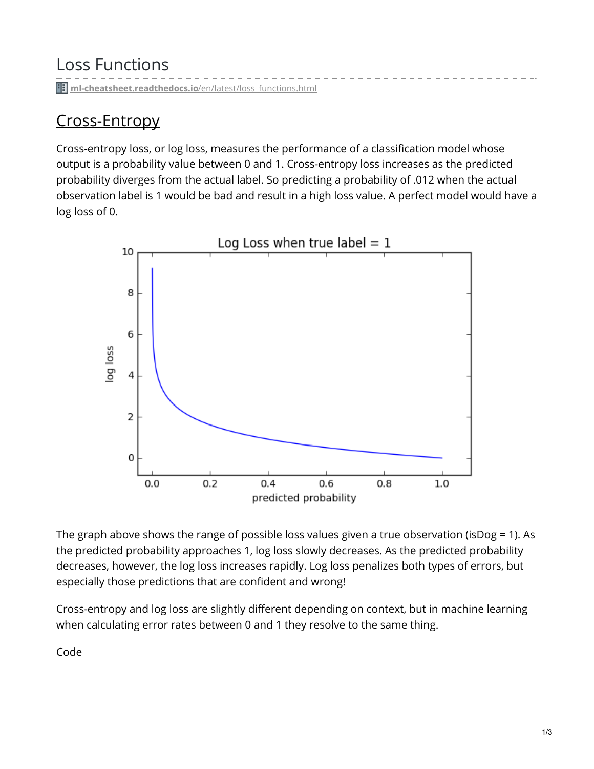# Loss Functions

ml-cheatsheet.readthedocs.io/en/latest/loss_functions.html

## Cross-Entropy

Cross-entropy loss, or log loss, measures the performance of a classification model whose output is a probability value between 0 and 1. Cross-entropy loss increases as the predicted probability diverges from the actual label. So predicting a probability of .012 when the actual observation label is 1 would be bad and result in a high loss value. A perfect model would have a log loss of 0.

The graph above shows the range of possible loss values given a true observation (isDog = 1). As the predicted probability approaches 1, log loss slowly decreases. As the predicted probability decreases, however, the log loss increases rapidly. Log loss penalizes both types of errors, but especially those predictions that are confident and wrong!

Cross-entropy and log loss are slightly different depending on context, but in machine learning when calculating error rates between 0 and 1 they resolve to the same thing.

Code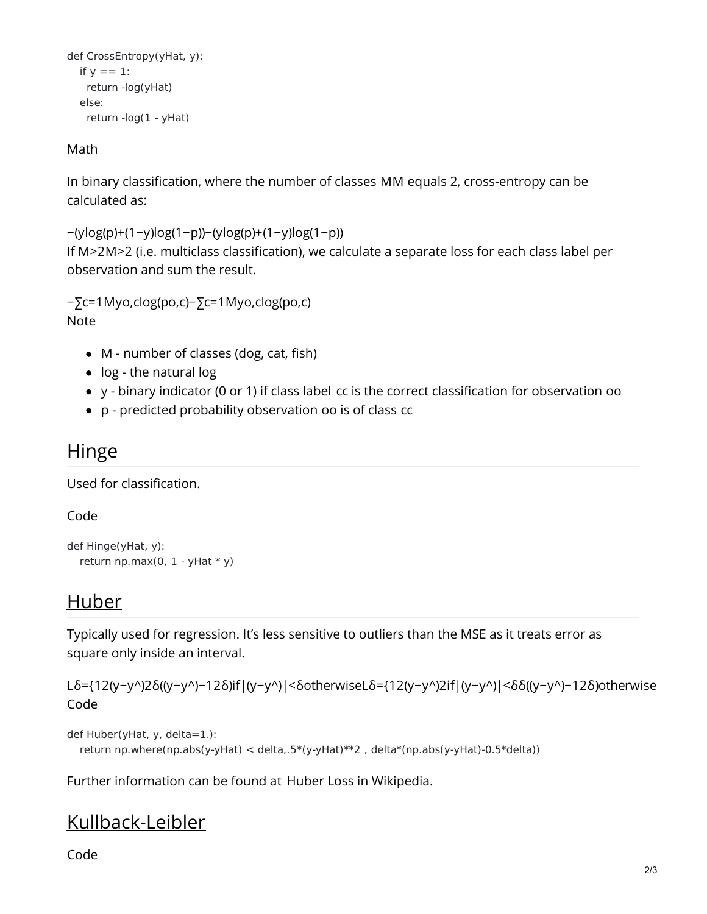```
def CrossEntropy(yHat, y):
    if y == 1:
      return -log(yHat)
    else:
      return -log(1 - yHat)
```

Math

In binary classification, where the number of classes $M$ equals 2, cross-entropy can be calculated as:

$$-(y\log(p)+(1-y)\log(1-p))$$

If $M>2$ (i.e. multiclass classification), we calculate a separate loss for each class label per observation and sum the result.

$$-\sum_{c=1}^{M}y_{o,c}\log(p_{o,c})$$

Note

- M - number of classes (dog, cat, fish)
- log - the natural log
- y - binary indicator (0 or 1) if class label $c$ is the correct classification for observation $o$
- p - predicted probability observation $o$ is of class $c$

## Hinge

Used for classification.

Code

```
def Hinge(yHat, y):
    return np.max(0, 1 - yHat * y)
```

## Huber

Typically used for regression. It's less sensitive to outliers than the MSE as it treats error as square only inside an interval.

$$L_{\delta}=\begin{cases}\frac{1}{2}(y-\hat{y})^{2} & \text{if } |(y-\hat{y})|<\delta \\ \delta((y-\hat{y})-\frac{1}{2}\delta) & \text{otherwise}\end{cases}$$

Code

```
def Huber(yHat, y, delta=1.):
    return np.where(np.abs(y-yHat) < delta,.5*(y-yHat)**2 , delta*(np.abs(y-yHat)-0.5*delta))
```

Further information can be found at Huber Loss in Wikipedia.

## Kullback-Leibler

Code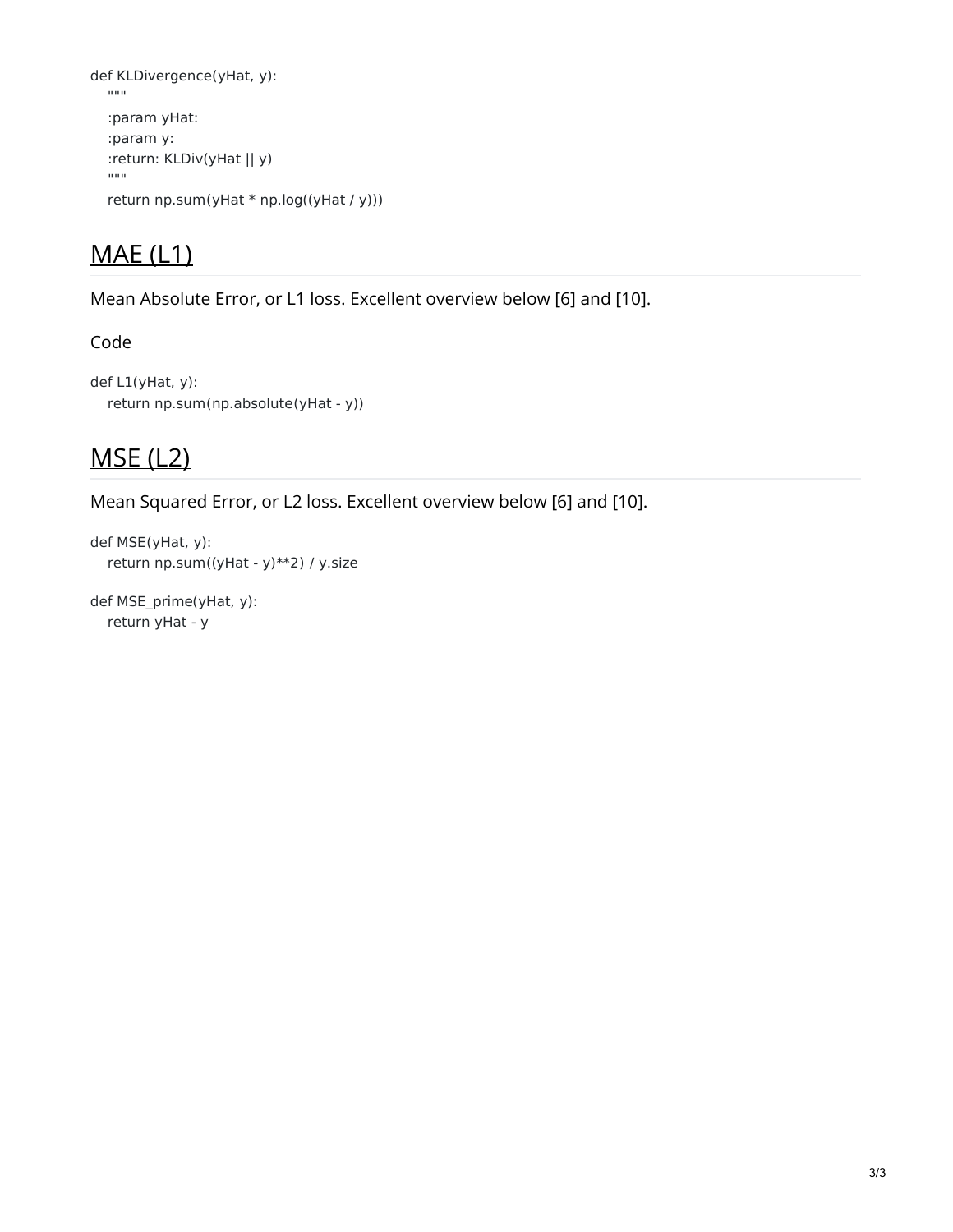```python
def KLDivergence(yHat, y):
    """
    :param yHat:
    :param y:
    :return: KLDiv(yHat || y)
    """
    return np.sum(yHat * np.log((yHat / y)))
```

## MAE (L1)

Mean Absolute Error, or L1 loss. Excellent overview below [6] and [10].

Code

```python
def L1(yHat, y):
    return np.sum(np.absolute(yHat - y))
```

## MSE (L2)

Mean Squared Error, or L2 loss. Excellent overview below [6] and [10].

```python
def MSE(yHat, y):
    return np.sum((yHat - y)**2) / y.size

def MSE_prime(yHat, y):
    return yHat - y
```